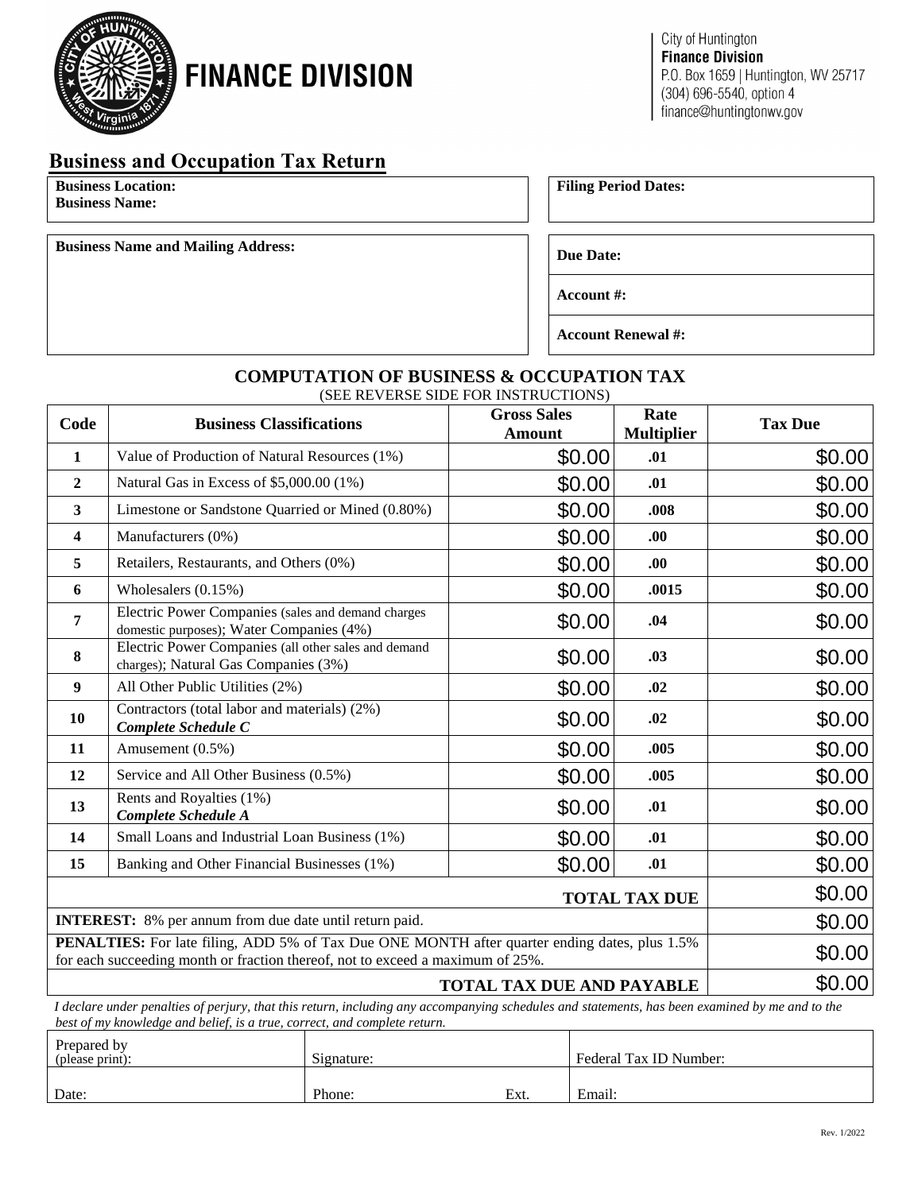# FINANCE DIVISION

City of Huntington
**Finance Division**
P.O. Box 1659 | Huntington, WV 25717
(304) 696-5540, option 4
finance@huntingtonwv.gov

## Business and Occupation Tax Return

| **Business Location:**<br>**Business Name:** | **Filing Period Dates:** |
|---|---|
| **Business Name and Mailing Address:** | **Due Date:**<br>**Account #:**<br>**Account Renewal #:** |

### COMPUTATION OF BUSINESS & OCCUPATION TAX

(SEE REVERSE SIDE FOR INSTRUCTIONS)

| Code | Business Classifications | Gross Sales Amount | Rate Multiplier | Tax Due |
|---|---|---|---|---|
| **1** | Value of Production of Natural Resources (1%) | $0.00 | **.01** | $0.00 |
| **2** | Natural Gas in Excess of $5,000.00 (1%) | $0.00 | **.01** | $0.00 |
| **3** | Limestone or Sandstone Quarried or Mined (0.80%) | $0.00 | **.008** | $0.00 |
| **4** | Manufacturers (0%) | $0.00 | **.00** | $0.00 |
| **5** | Retailers, Restaurants, and Others (0%) | $0.00 | **.00** | $0.00 |
| **6** | Wholesalers (0.15%) | $0.00 | **.0015** | $0.00 |
| **7** | Electric Power Companies (sales and demand charges domestic purposes); Water Companies (4%) | $0.00 | **.04** | $0.00 |
| **8** | Electric Power Companies (all other sales and demand charges); Natural Gas Companies (3%) | $0.00 | **.03** | $0.00 |
| **9** | All Other Public Utilities (2%) | $0.00 | **.02** | $0.00 |
| **10** | Contractors (total labor and materials) (2%) ***Complete Schedule C*** | $0.00 | **.02** | $0.00 |
| **11** | Amusement (0.5%) | $0.00 | **.005** | $0.00 |
| **12** | Service and All Other Business (0.5%) | $0.00 | **.005** | $0.00 |
| **13** | Rents and Royalties (1%) ***Complete Schedule A*** | $0.00 | **.01** | $0.00 |
| **14** | Small Loans and Industrial Loan Business (1%) | $0.00 | **.01** | $0.00 |
| **15** | Banking and Other Financial Businesses (1%) | $0.00 | **.01** | $0.00 |
| | | | **TOTAL TAX DUE** | $0.00 |
| **INTEREST:** 8% per annum from due date until return paid. | | | | $0.00 |
| **PENALTIES:** For late filing, ADD 5% of Tax Due ONE MONTH after quarter ending dates, plus 1.5% for each succeeding month or fraction thereof, not to exceed a maximum of 25%. | | | | $0.00 |
| | | | **TOTAL TAX DUE AND PAYABLE** | $0.00 |

*I declare under penalties of perjury, that this return, including any accompanying schedules and statements, has been examined by me and to the best of my knowledge and belief, is a true, correct, and complete return.*

| Prepared by (please print): | Signature: | | Federal Tax ID Number: |
|---|---|---|---|
| Date: | Phone: | Ext. | Email: |

Rev. 1/2022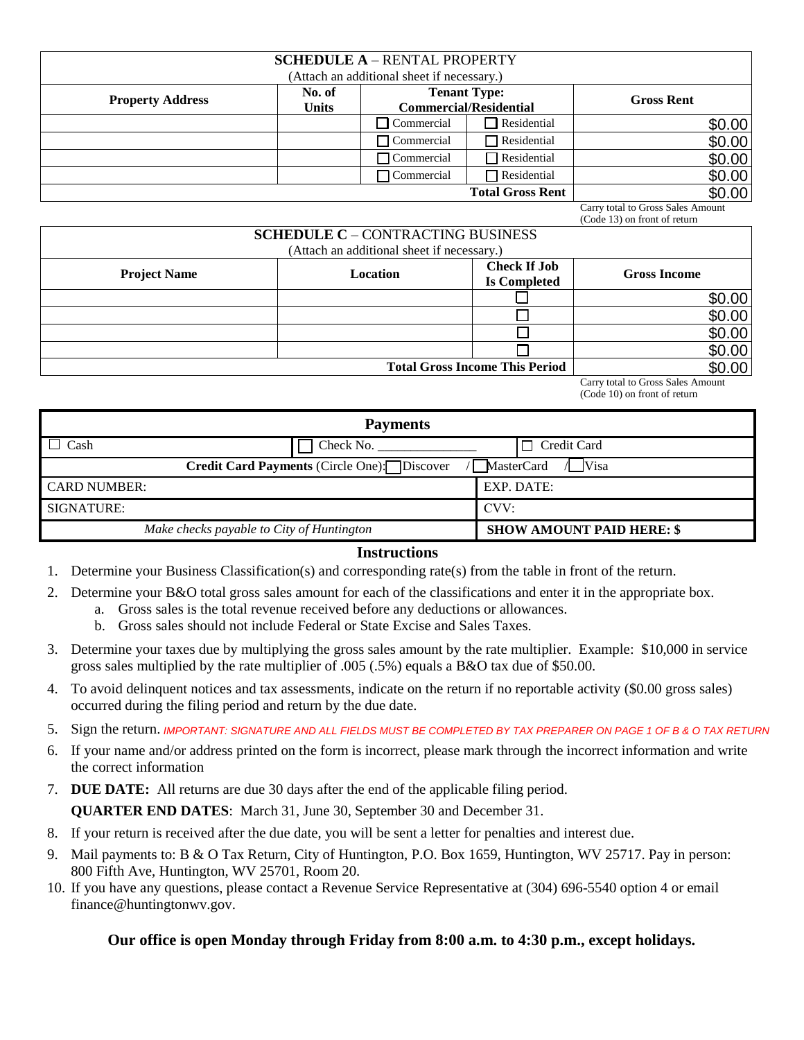| **SCHEDULE A** – RENTAL PROPERTY (Attach an additional sheet if necessary.) | | | | |
|---|---|---|---|---|
| **Property Address** | **No. of Units** | **Tenant Type: Commercial/Residential** | | **Gross Rent** |
| | | ☐ Commercial | ☐ Residential | $0.00 |
| | | ☐ Commercial | ☐ Residential | $0.00 |
| | | ☐ Commercial | ☐ Residential | $0.00 |
| | | ☐ Commercial | ☐ Residential | $0.00 |
| | | | **Total Gross Rent** | $0.00 |

Carry total to Gross Sales Amount (Code 13) on front of return

| **SCHEDULE C** – CONTRACTING BUSINESS (Attach an additional sheet if necessary.) | | | |
|---|---|---|---|
| **Project Name** | **Location** | **Check If Job Is Completed** | **Gross Income** |
| | | ☐ | $0.00 |
| | | ☐ | $0.00 |
| | | ☐ | $0.00 |
| | | ☐ | $0.00 |
| | | **Total Gross Income This Period** | $0.00 |

Carry total to Gross Sales Amount (Code 10) on front of return

| **Payments** | | |
|---|---|---|
| ☐ Cash | ☐ Check No. _______________ | ☐ Credit Card |
| **Credit Card Payments** (Circle One): ☐ Discover / ☐ MasterCard / ☐ Visa | | |
| CARD NUMBER: | | EXP. DATE: |
| SIGNATURE: | | CVV: |
| *Make checks payable to City of Huntington* | | **SHOW AMOUNT PAID HERE: $** |

## Instructions

1. Determine your Business Classification(s) and corresponding rate(s) from the table in front of the return.
2. Determine your B&O total gross sales amount for each of the classifications and enter it in the appropriate box.
   a. Gross sales is the total revenue received before any deductions or allowances.
   b. Gross sales should not include Federal or State Excise and Sales Taxes.
3. Determine your taxes due by multiplying the gross sales amount by the rate multiplier. Example: $10,000 in service gross sales multiplied by the rate multiplier of .005 (.5%) equals a B&O tax due of $50.00.
4. To avoid delinquent notices and tax assessments, indicate on the return if no reportable activity ($0.00 gross sales) occurred during the filing period and return by the due date.
5. Sign the return. *IMPORTANT: SIGNATURE AND ALL FIELDS MUST BE COMPLETED BY TAX PREPARER ON PAGE 1 OF B & O TAX RETURN*
6. If your name and/or address printed on the form is incorrect, please mark through the incorrect information and write the correct information
7. **DUE DATE:** All returns are due 30 days after the end of the applicable filing period.

   **QUARTER END DATES**: March 31, June 30, September 30 and December 31.
8. If your return is received after the due date, you will be sent a letter for penalties and interest due.
9. Mail payments to: B & O Tax Return, City of Huntington, P.O. Box 1659, Huntington, WV 25717. Pay in person: 800 Fifth Ave, Huntington, WV 25701, Room 20.
10. If you have any questions, please contact a Revenue Service Representative at (304) 696-5540 option 4 or email finance@huntingtonwv.gov.

**Our office is open Monday through Friday from 8:00 a.m. to 4:30 p.m., except holidays.**